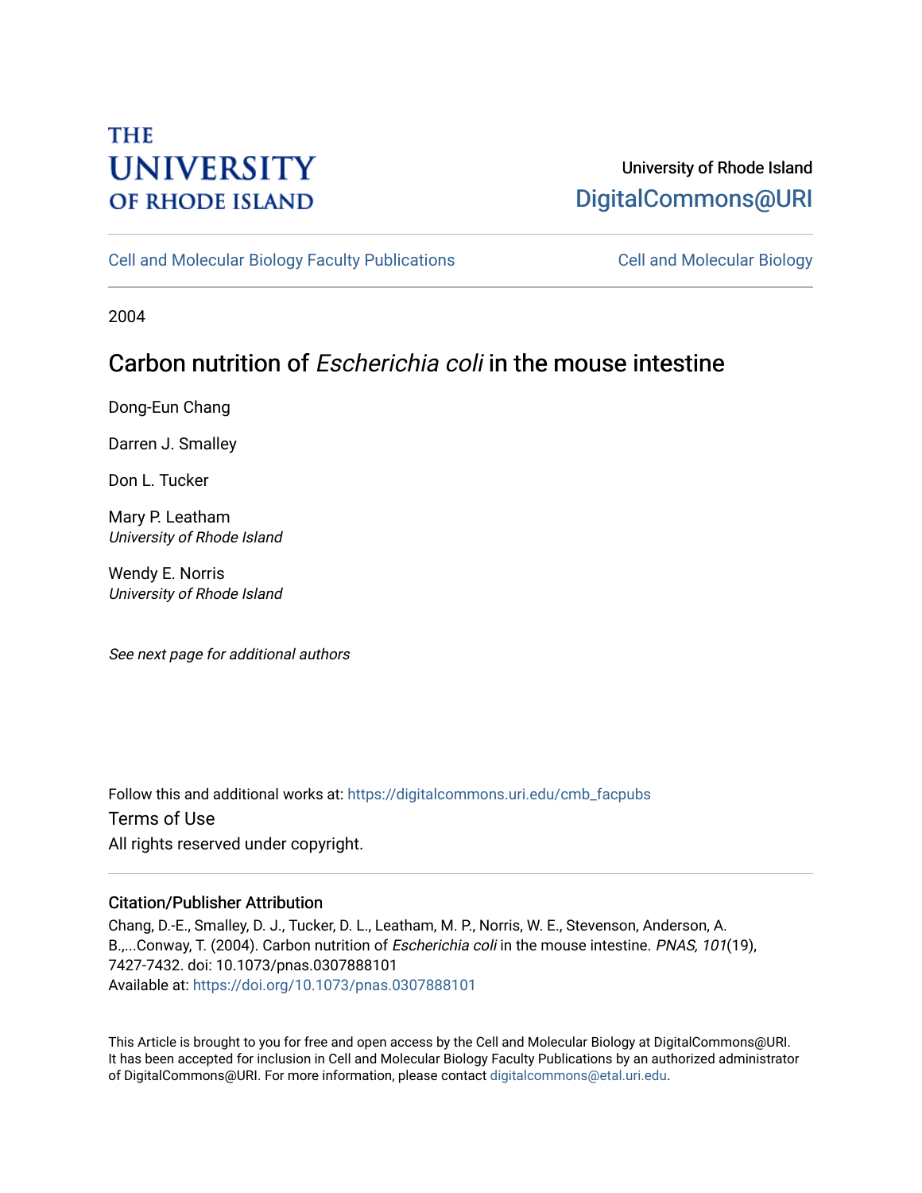THE UNIVERSITY OF RHODE ISLAND

University of Rhode Island
DigitalCommons@URI

Cell and Molecular Biology Faculty Publications | Cell and Molecular Biology

2004

# Carbon nutrition of *Escherichia coli* in the mouse intestine

Dong-Eun Chang

Darren J. Smalley

Don L. Tucker

Mary P. Leatham
*University of Rhode Island*

Wendy E. Norris
*University of Rhode Island*

*See next page for additional authors*

Follow this and additional works at: https://digitalcommons.uri.edu/cmb_facpubs

Terms of Use
All rights reserved under copyright.

## Citation/Publisher Attribution

Chang, D.-E., Smalley, D. J., Tucker, D. L., Leatham, M. P., Norris, W. E., Stevenson, Anderson, A. B.,...Conway, T. (2004). Carbon nutrition of *Escherichia coli* in the mouse intestine. *PNAS, 101*(19), 7427-7432. doi: 10.1073/pnas.0307888101
Available at: https://doi.org/10.1073/pnas.0307888101

This Article is brought to you for free and open access by the Cell and Molecular Biology at DigitalCommons@URI. It has been accepted for inclusion in Cell and Molecular Biology Faculty Publications by an authorized administrator of DigitalCommons@URI. For more information, please contact digitalcommons@etal.uri.edu.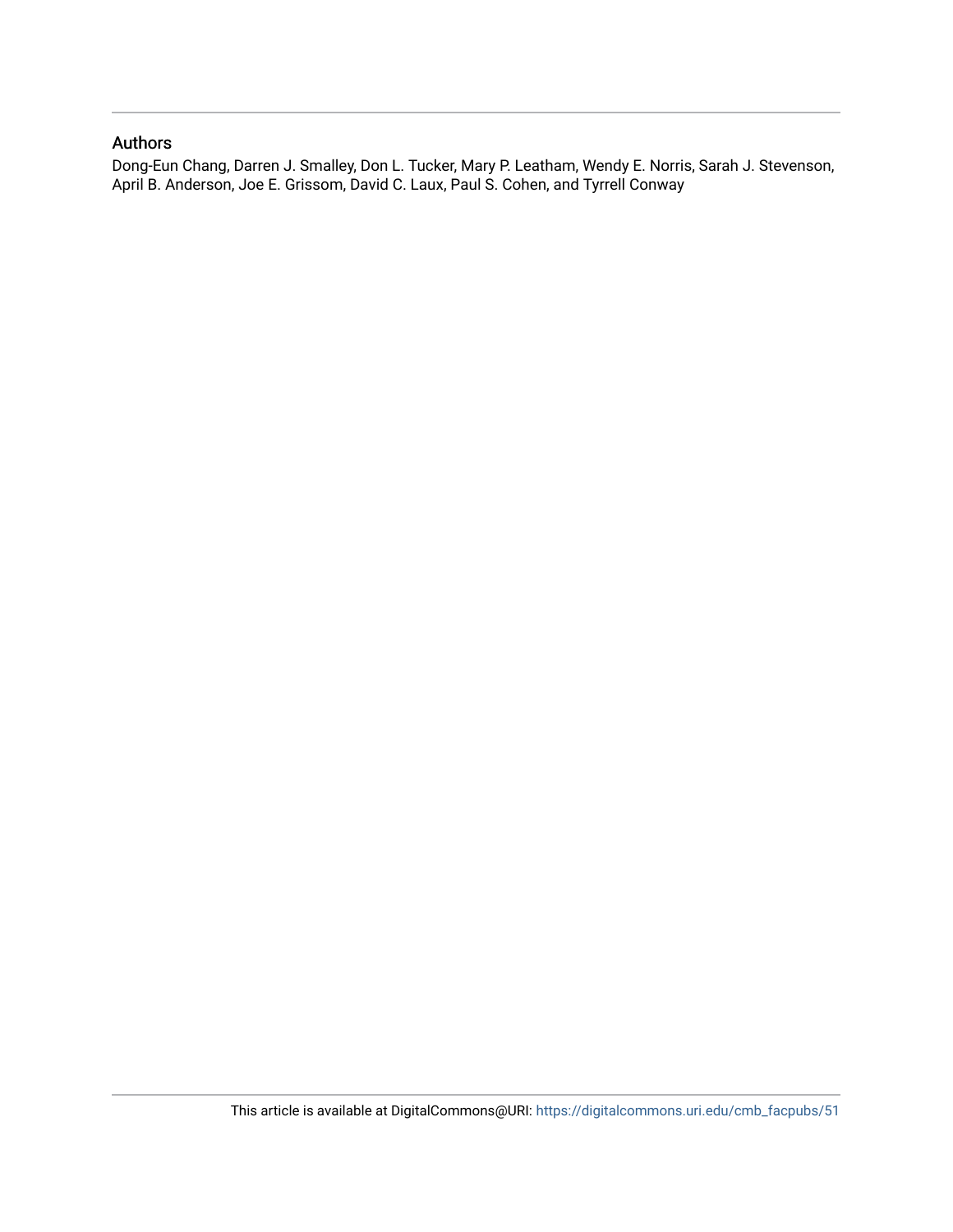## Authors

Dong-Eun Chang, Darren J. Smalley, Don L. Tucker, Mary P. Leatham, Wendy E. Norris, Sarah J. Stevenson, April B. Anderson, Joe E. Grissom, David C. Laux, Paul S. Cohen, and Tyrrell Conway

This article is available at DigitalCommons@URI: https://digitalcommons.uri.edu/cmb_facpubs/51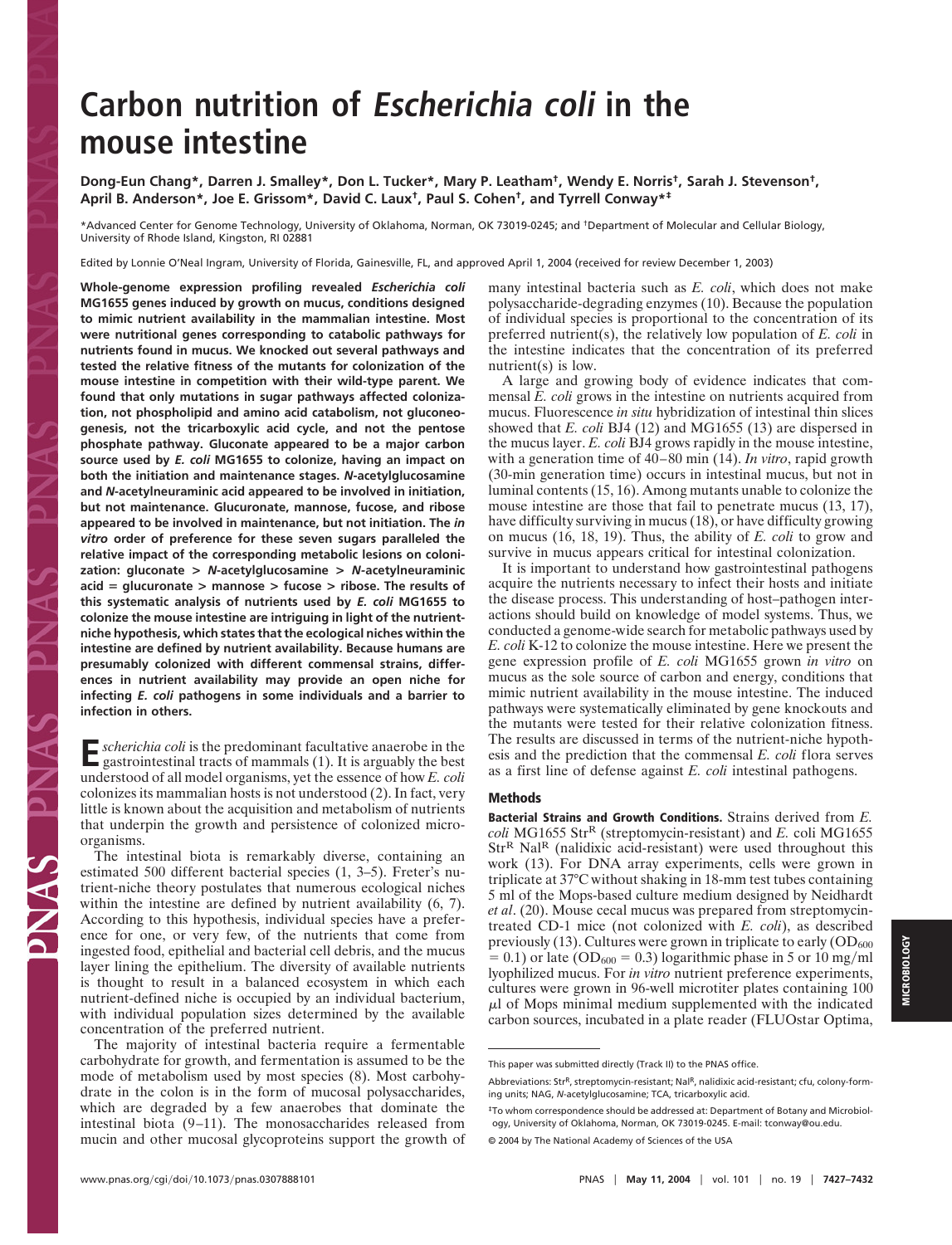# Carbon nutrition of *Escherichia coli* in the mouse intestine

**Dong-Eun Chang\*, Darren J. Smalley\*, Don L. Tucker\*, Mary P. Leatham†, Wendy E. Norris†, Sarah J. Stevenson†, April B. Anderson\*, Joe E. Grissom\*, David C. Laux†, Paul S. Cohen†, and Tyrrell Conway\*‡**

\*Advanced Center for Genome Technology, University of Oklahoma, Norman, OK 73019-0245; and †Department of Molecular and Cellular Biology, University of Rhode Island, Kingston, RI 02881

Edited by Lonnie O'Neal Ingram, University of Florida, Gainesville, FL, and approved April 1, 2004 (received for review December 1, 2003)

**Whole-genome expression profiling revealed *Escherichia coli* MG1655 genes induced by growth on mucus, conditions designed to mimic nutrient availability in the mammalian intestine. Most were nutritional genes corresponding to catabolic pathways for nutrients found in mucus. We knocked out several pathways and tested the relative fitness of the mutants for colonization of the mouse intestine in competition with their wild-type parent. We found that only mutations in sugar pathways affected colonization, not phospholipid and amino acid catabolism, not gluconeogenesis, not the tricarboxylic acid cycle, and not the pentose phosphate pathway. Gluconate appeared to be a major carbon source used by *E. coli* MG1655 to colonize, having an impact on both the initiation and maintenance stages. *N*-acetylglucosamine and *N*-acetylneuraminic acid appeared to be involved in initiation, but not maintenance. Glucuronate, mannose, fucose, and ribose appeared to be involved in maintenance, but not initiation. The *in vitro* order of preference for these seven sugars paralleled the relative impact of the corresponding metabolic lesions on colonization: gluconate > *N*-acetylglucosamine > *N*-acetylneuraminic acid = glucuronate > mannose > fucose > ribose. The results of this systematic analysis of nutrients used by *E. coli* MG1655 to colonize the mouse intestine are intriguing in light of the nutrient-niche hypothesis, which states that the ecological niches within the intestine are defined by nutrient availability. Because humans are presumably colonized with different commensal strains, differences in nutrient availability may provide an open niche for infecting *E. coli* pathogens in some individuals and a barrier to infection in others.**

*Escherichia coli* is the predominant facultative anaerobe in the gastrointestinal tracts of mammals (1). It is arguably the best understood of all model organisms, yet the essence of how *E. coli* colonizes its mammalian hosts is not understood (2). In fact, very little is known about the acquisition and metabolism of nutrients that underpin the growth and persistence of colonized microorganisms.

The intestinal biota is remarkably diverse, containing an estimated 500 different bacterial species (1, 3–5). Freter's nutrient-niche theory postulates that numerous ecological niches within the intestine are defined by nutrient availability (6, 7). According to this hypothesis, individual species have a preference for one, or very few, of the nutrients that come from ingested food, epithelial and bacterial cell debris, and the mucus layer lining the epithelium. The diversity of available nutrients is thought to result in a balanced ecosystem in which each nutrient-defined niche is occupied by an individual bacterium, with individual population sizes determined by the available concentration of the preferred nutrient.

The majority of intestinal bacteria require a fermentable carbohydrate for growth, and fermentation is assumed to be the mode of metabolism used by most species (8). Most carbohydrate in the colon is in the form of mucosal polysaccharides, which are degraded by a few anaerobes that dominate the intestinal biota (9–11). The monosaccharides released from mucin and other mucosal glycoproteins support the growth of many intestinal bacteria such as *E. coli*, which does not make polysaccharide-degrading enzymes (10). Because the population of individual species is proportional to the concentration of its preferred nutrient(s), the relatively low population of *E. coli* in the intestine indicates that the concentration of its preferred nutrient(s) is low.

A large and growing body of evidence indicates that commensal *E. coli* grows in the intestine on nutrients acquired from mucus. Fluorescence *in situ* hybridization of intestinal thin slices showed that *E. coli* BJ4 (12) and MG1655 (13) are dispersed in the mucus layer. *E. coli* BJ4 grows rapidly in the mouse intestine, with a generation time of 40–80 min (14). *In vitro*, rapid growth (30-min generation time) occurs in intestinal mucus, but not in luminal contents (15, 16). Among mutants unable to colonize the mouse intestine are those that fail to penetrate mucus (13, 17), have difficulty surviving in mucus (18), or have difficulty growing on mucus (16, 18, 19). Thus, the ability of *E. coli* to grow and survive in mucus appears critical for intestinal colonization.

It is important to understand how gastrointestinal pathogens acquire the nutrients necessary to infect their hosts and initiate the disease process. This understanding of host–pathogen interactions should build on knowledge of model systems. Thus, we conducted a genome-wide search for metabolic pathways used by *E. coli* K-12 to colonize the mouse intestine. Here we present the gene expression profile of *E. coli* MG1655 grown *in vitro* on mucus as the sole source of carbon and energy, conditions that mimic nutrient availability in the mouse intestine. The induced pathways were systematically eliminated by gene knockouts and the mutants were tested for their relative colonization fitness. The results are discussed in terms of the nutrient-niche hypothesis and the prediction that the commensal *E. coli* flora serves as a first line of defense against *E. coli* intestinal pathogens.

## Methods

**Bacterial Strains and Growth Conditions.** Strains derived from *E. coli* MG1655 Str$^R$ (streptomycin-resistant) and *E. coli* MG1655 Str$^R$ Nal$^R$ (nalidixic acid-resistant) were used throughout this work (13). For DNA array experiments, cells were grown in triplicate at 37°C without shaking in 18-mm test tubes containing 5 ml of the Mops-based culture medium designed by Neidhardt *et al.* (20). Mouse cecal mucus was prepared from streptomycin-treated CD-1 mice (not colonized with *E. coli*), as described previously (13). Cultures were grown in triplicate to early ($OD_{600}$ = 0.1) or late ($OD_{600}$ = 0.3) logarithmic phase in 5 or 10 mg/ml lyophilized mucus. For *in vitro* nutrient preference experiments, cultures were grown in 96-well microtiter plates containing 100 μl of Mops minimal medium supplemented with the indicated carbon sources, incubated in a plate reader (FLUOstar Optima,

---

This paper was submitted directly (Track II) to the PNAS office.

Abbreviations: Str$^R$, streptomycin-resistant; Nal$^R$, nalidixic acid-resistant; cfu, colony-forming units; NAG, *N*-acetylglucosamine; TCA, tricarboxylic acid.

‡To whom correspondence should be addressed at: Department of Botany and Microbiology, University of Oklahoma, Norman, OK 73019-0245. E-mail: tconway@ou.edu.

© 2004 by The National Academy of Sciences of the USA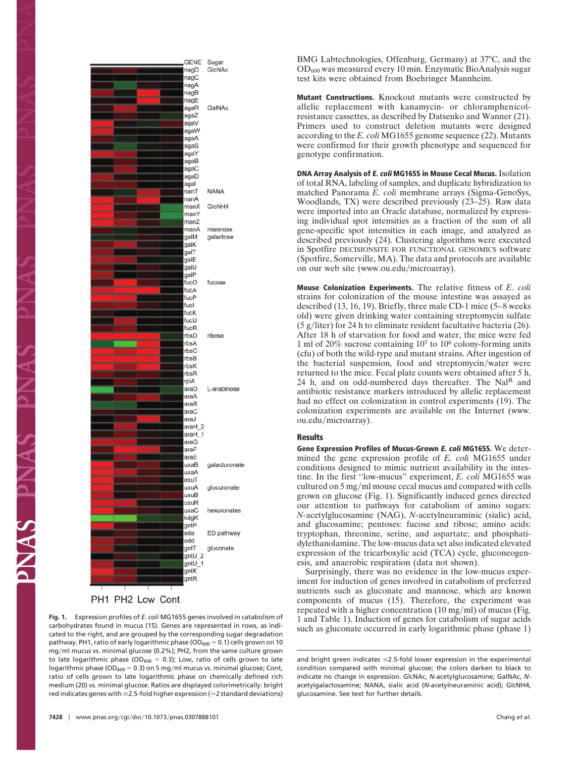Fig. 1. Expression profiles of *E. coli* MG1655 genes involved in catabolism of carbohydrates found in mucus (15). Genes are represented in rows, as indicated to the right, and are grouped by the corresponding sugar degradation pathway. PH1, ratio of early logarithmic phase ($OD_{600}$ = 0.1) cells grown on 10 mg/ml mucus vs. minimal glucose (0.2%); PH2, from the same culture grown to late logarithmic phase ($OD_{600}$ = 0.3); Low, ratio of cells grown to late logarithmic phase ($OD_{600}$ = 0.3) on 5 mg/ml mucus vs. minimal glucose; Cont, ratio of cells grown to late logarithmic phase on chemically defined rich medium (20) vs. minimal glucose. Ratios are displayed colorimetrically: bright red indicates genes with ≥2.5-fold higher expression (≈2 standard deviations) and bright green indicates ≤2.5-fold lower expression in the experimental condition compared with minimal glucose; the colors darken to black to indicate no change in expression. GlcNAc, *N*-acetylglucosamine; GalNAc, *N*-acetylgalactosamine; NANA, sialic acid (*N*-acetylneuraminic acid); GlcNH4, glucosamine. See text for further details.

BMG Labtechnologies, Offenburg, Germany) at 37°C, and the $OD_{600}$ was measured every 10 min. Enzymatic BioAnalysis sugar test kits were obtained from Boehringer Mannheim.

**Mutant Constructions.** Knockout mutants were constructed by allelic replacement with kanamycin- or chloramphenicol-resistance cassettes, as described by Datsenko and Wanner (21). Primers used to construct deletion mutants were designed according to the *E. coli* MG1655 genome sequence (22). Mutants were confirmed for their growth phenotype and sequenced for genotype confirmation.

**DNA Array Analysis of *E. coli* MG1655 in Mouse Cecal Mucus.** Isolation of total RNA, labeling of samples, and duplicate hybridization to matched Panorama *E. coli* membrane arrays (Sigma-GenoSys, Woodlands, TX) were described previously (23–25). Raw data were imported into an Oracle database, normalized by expressing individual spot intensities as a fraction of the sum of all gene-specific spot intensities in each image, and analyzed as described previously (24). Clustering algorithms were executed in Spotfire DECISIONSITE FOR FUNCTIONAL GENOMICS software (Spotfire, Somerville, MA). The data and protocols are available on our web site (www.ou.edu/microarray).

**Mouse Colonization Experiments.** The relative fitness of *E. coli* strains for colonization of the mouse intestine was assayed as described (13, 16, 19). Briefly, three male CD-1 mice (5–8 weeks old) were given drinking water containing streptomycin sulfate (5 g/liter) for 24 h to eliminate resident facultative bacteria (26). After 18 h of starvation for food and water, the mice were fed 1 ml of 20% sucrose containing $10^5$ to $10^6$ colony-forming units (cfu) of both the wild-type and mutant strains. After ingestion of the bacterial suspension, food and streptomycin/water were returned to the mice. Fecal plate counts were obtained after 5 h, 24 h, and on odd-numbered days thereafter. The $Nal^R$ and antibiotic resistance markers introduced by allelic replacement had no effect on colonization in control experiments (19). The colonization experiments are available on the Internet (www.ou.edu/microarray).

## Results

**Gene Expression Profiles of Mucus-Grown *E. coli* MG1655.** We determined the gene expression profile of *E. coli* MG1655 under conditions designed to mimic nutrient availability in the intestine. In the first "low-mucus" experiment, *E. coli* MG1655 was cultured on 5 mg/ml mouse cecal mucus and compared with cells grown on glucose (Fig. 1). Significantly induced genes directed our attention to pathways for catabolism of amino sugars: *N*-acetylglucosamine (NAG), *N*-acetylneuraminic (sialic) acid, and glucosamine; pentoses: fucose and ribose; amino acids: tryptophan, threonine, serine, and aspartate; and phosphatidylethanolamine. The low-mucus data set also indicated elevated expression of the tricarboxylic acid (TCA) cycle, gluconeogenesis, and anaerobic respiration (data not shown).

Surprisingly, there was no evidence in the low-mucus experiment for induction of genes involved in catabolism of preferred nutrients such as gluconate and mannose, which are known components of mucus (15). Therefore, the experiment was repeated with a higher concentration (10 mg/ml) of mucus (Fig. 1 and Table 1). Induction of genes for catabolism of sugar acids such as gluconate occurred in early logarithmic phase (phase 1)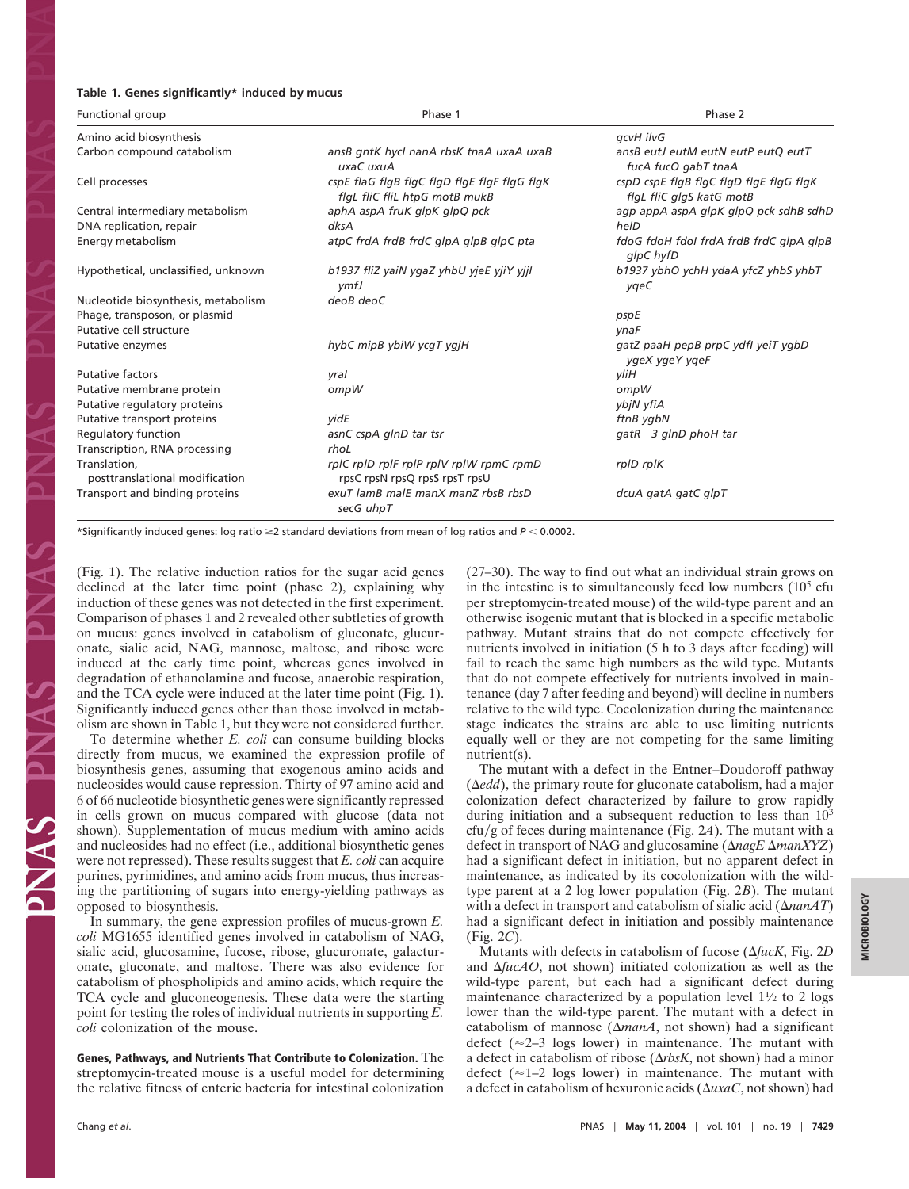**Table 1. Genes significantly* induced by mucus**

| Functional group | Phase 1 | Phase 2 |
|---|---|---|
| Amino acid biosynthesis | | *gcvH ilvG* |
| Carbon compound catabolism | *ansB gntK hycI nanA rbsK tnaA uxaA uxaB uxaC uxuA* | *ansB eutJ eutM eutN eutP eutQ eutT fucA fucO gabT tnaA* |
| Cell processes | *cspE flaG flgB flgC flgD flgE flgF flgG flgK flgL fliC fliL htpG motB mukB* | *cspD cspE flgB flgC flgD flgE flgG flgK flgL fliC glgS katG motB* |
| Central intermediary metabolism | *aphA aspA fruK glpK glpQ pck* | *agp appA aspA glpK glpQ pck sdhB sdhD* |
| DNA replication, repair | *dksA* | *helD* |
| Energy metabolism | *atpC frdA frdB frdC glpA glpB glpC pta* | *fdoG fdoH fdoI frdA frdB frdC glpA glpB glpC hyfD* |
| Hypothetical, unclassified, unknown | *b1937 fliZ yaiN ygaZ yhbU yjeE yjiY yjjI ymfJ* | *b1937 ybhO ychH ydaA yfcZ yhbS yhbT yqeC* |
| Nucleotide biosynthesis, metabolism | *deoB deoC* | |
| Phage, transposon, or plasmid | | *pspE* |
| Putative cell structure | | *ynaF* |
| Putative enzymes | *hybC mipB ybiW ycgT ygjH* | *gatZ paaH pepB prpC ydfI yeiT ygbD ygeX ygeY yqeF* |
| Putative factors | *yraI* | *yliH* |
| Putative membrane protein | *ompW* | *ompW* |
| Putative regulatory proteins | | *ybjN yfiA* |
| Putative transport proteins | *yidE* | *ftnB ygbN* |
| Regulatory function | *asnC cspA glnD tar tsr* | *gatR_3 glnD phoH tar* |
| Transcription, RNA processing | *rhoL* | |
| Translation, posttranslational modification | *rplC rplD rplF rplP rplV rplW rpmC rpmD rpsC rpsN rpsQ rpsS rpsT rpsU* | *rplD rplK* |
| Transport and binding proteins | *exuT lamB malE manX manZ rbsB rbsD secG uhpT* | *dcuA gatA gatC glpT* |

*Significantly induced genes: log ratio ≥2 standard deviations from mean of log ratios and $P < 0.0002$.

(Fig. 1). The relative induction ratios for the sugar acid genes declined at the later time point (phase 2), explaining why induction of these genes was not detected in the first experiment. Comparison of phases 1 and 2 revealed other subtleties of growth on mucus: genes involved in catabolism of gluconate, glucuronate, sialic acid, NAG, mannose, maltose, and ribose were induced at the early time point, whereas genes involved in degradation of ethanolamine and fucose, anaerobic respiration, and the TCA cycle were induced at the later time point (Fig. 1). Significantly induced genes other than those involved in metabolism are shown in Table 1, but they were not considered further.

To determine whether *E. coli* can consume building blocks directly from mucus, we examined the expression profile of biosynthesis genes, assuming that exogenous amino acids and nucleosides would cause repression. Thirty of 97 amino acid and 6 of 66 nucleotide biosynthetic genes were significantly repressed in cells grown on mucus compared with glucose (data not shown). Supplementation of mucus medium with amino acids and nucleosides had no effect (i.e., additional biosynthetic genes were not repressed). These results suggest that *E. coli* can acquire purines, pyrimidines, and amino acids from mucus, thus increasing the partitioning of sugars into energy-yielding pathways as opposed to biosynthesis.

In summary, the gene expression profiles of mucus-grown *E. coli* MG1655 identified genes involved in catabolism of NAG, sialic acid, glucosamine, fucose, ribose, glucuronate, galacturonate, gluconate, and maltose. There was also evidence for catabolism of phospholipids and amino acids, which require the TCA cycle and gluconeogenesis. These data were the starting point for testing the roles of individual nutrients in supporting *E. coli* colonization of the mouse.

**Genes, Pathways, and Nutrients That Contribute to Colonization.** The streptomycin-treated mouse is a useful model for determining the relative fitness of enteric bacteria for intestinal colonization (27–30). The way to find out what an individual strain grows on in the intestine is to simultaneously feed low numbers ($10^5$ cfu per streptomycin-treated mouse) of the wild-type parent and an otherwise isogenic mutant that is blocked in a specific metabolic pathway. Mutant strains that do not compete effectively for nutrients involved in initiation (5 h to 3 days after feeding) will fail to reach the same high numbers as the wild type. Mutants that do not compete effectively for nutrients involved in maintenance (day 7 after feeding and beyond) will decline in numbers relative to the wild type. Cocolonization during the maintenance stage indicates the strains are able to use limiting nutrients equally well or they are not competing for the same limiting nutrient(s).

The mutant with a defect in the Entner–Doudoroff pathway (Δ*edd*), the primary route for gluconate catabolism, had a major colonization defect characterized by failure to grow rapidly during initiation and a subsequent reduction to less than $10^3$ cfu/g of feces during maintenance (Fig. 2*A*). The mutant with a defect in transport of NAG and glucosamine (Δ*nagE* Δ*manXYZ*) had a significant defect in initiation, but no apparent defect in maintenance, as indicated by its cocolonization with the wild-type parent at a 2 log lower population (Fig. 2*B*). The mutant with a defect in transport and catabolism of sialic acid (Δ*nanAT*) had a significant defect in initiation and possibly maintenance (Fig. 2*C*).

Mutants with defects in catabolism of fucose (Δ*fucK*, Fig. 2*D* and Δ*fucAO*, not shown) initiated colonization as well as the wild-type parent, but each had a significant defect during maintenance characterized by a population level 1½ to 2 logs lower than the wild-type parent. The mutant with a defect in catabolism of mannose (Δ*manA*, not shown) had a significant defect (≈2–3 logs lower) in maintenance. The mutant with a defect in catabolism of ribose (Δ*rbsK*, not shown) had a minor defect (≈1–2 logs lower) in maintenance. The mutant with a defect in catabolism of hexuronic acids (Δ*uxaC*, not shown) had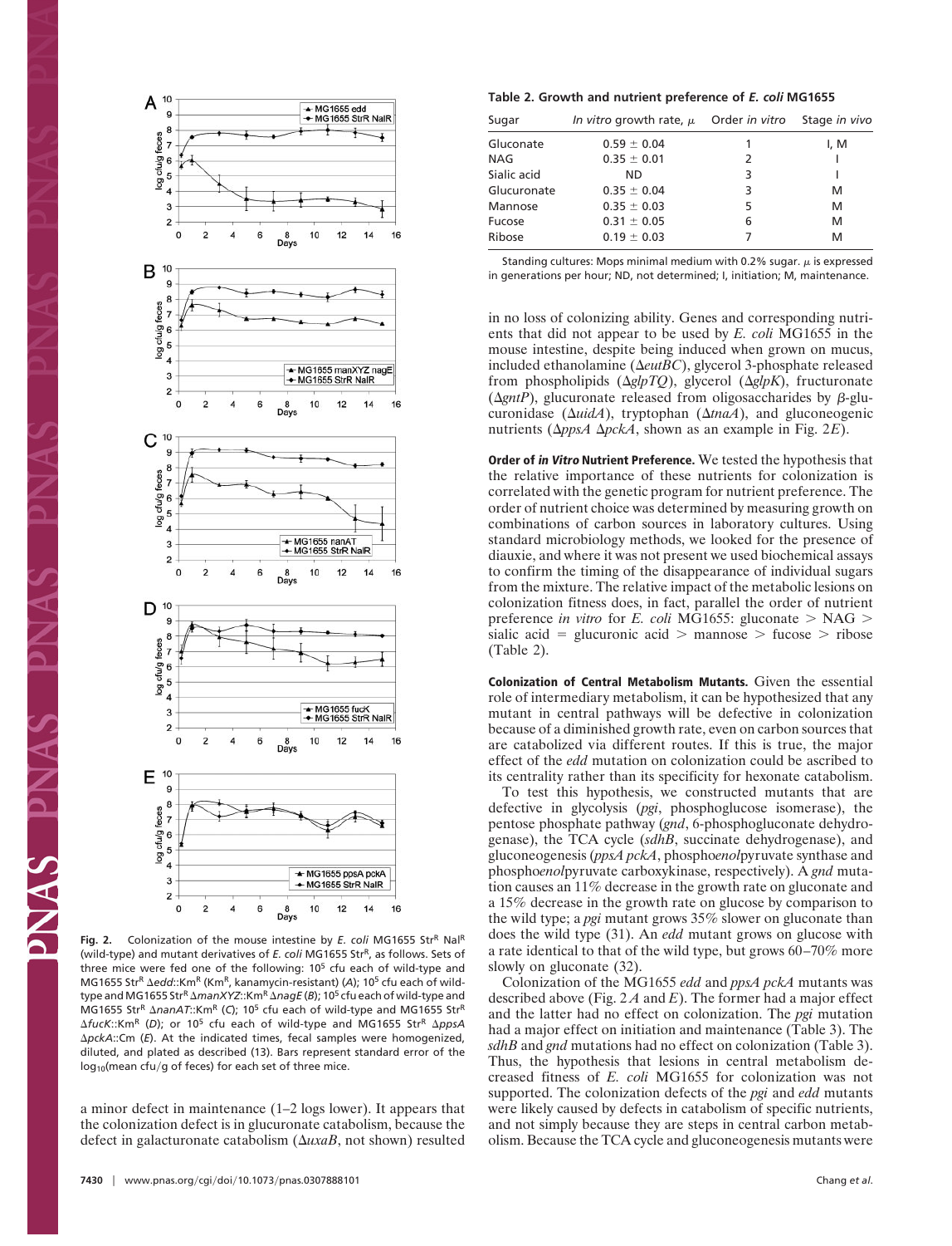Fig. 2. Colonization of the mouse intestine by *E. coli* MG1655 Str[R] Nal[R] (wild-type) and mutant derivatives of *E. coli* MG1655 Str[R], as follows. Sets of three mice were fed one of the following: $10^5$ cfu each of wild-type and MG1655 Str[R] Δ*edd*::Km[R] (Km[R], kanamycin-resistant) (*A*); $10^5$ cfu each of wild-type and MG1655 Str[R] Δ*manXYZ*::Km[R] Δ*nagE* (*B*); $10^5$ cfu each of wild-type and MG1655 Str[R] Δ*nanAT*::Km[R] (*C*); $10^5$ cfu each of wild-type and MG1655 Str[R] Δ*fucK*::Km[R] (*D*); or $10^5$ cfu each of wild-type and MG1655 Str[R] Δ*ppsA* Δ*pckA*::Cm (*E*). At the indicated times, fecal samples were homogenized, diluted, and plated as described (13). Bars represent standard error of the $\log_{10}$(mean cfu/g of feces) for each set of three mice.

a minor defect in maintenance (1–2 logs lower). It appears that the colonization defect is in glucuronate catabolism, because the defect in galacturonate catabolism (Δ*uxaB*, not shown) resulted in no loss of colonizing ability. Genes and corresponding nutrients that did not appear to be used by *E. coli* MG1655 in the mouse intestine, despite being induced when grown on mucus, included ethanolamine (Δ*eutBC*), glycerol 3-phosphate released from phospholipids (Δ*glpTQ*), glycerol (Δ*glpK*), fructuronate (Δ*gntP*), glucuronate released from oligosaccharides by β-glucuronidase (Δ*uidA*), tryptophan (Δ*tnaA*), and gluconeogenic nutrients (Δ*ppsA* Δ*pckA*, shown as an example in Fig. 2*E*).

**Table 2. Growth and nutrient preference of *E. coli* MG1655**

| Sugar | *In vitro* growth rate, μ | Order *in vitro* | Stage *in vivo* |
|---|---|---|---|
| Gluconate | 0.59 ± 0.04 | 1 | I, M |
| NAG | 0.35 ± 0.01 | 2 | I |
| Sialic acid | ND | 3 | I |
| Glucuronate | 0.35 ± 0.04 | 3 | M |
| Mannose | 0.35 ± 0.03 | 5 | M |
| Fucose | 0.31 ± 0.05 | 6 | M |
| Ribose | 0.19 ± 0.03 | 7 | M |

Standing cultures: Mops minimal medium with 0.2% sugar. μ is expressed in generations per hour; ND, not determined; I, initiation; M, maintenance.

**Order of *In Vitro* Nutrient Preference.** We tested the hypothesis that the relative importance of these nutrients for colonization is correlated with the genetic program for nutrient preference. The order of nutrient choice was determined by measuring growth on combinations of carbon sources in laboratory cultures. Using standard microbiology methods, we looked for the presence of diauxie, and where it was not present we used biochemical assays to confirm the timing of the disappearance of individual sugars from the mixture. The relative impact of the metabolic lesions on colonization fitness does, in fact, parallel the order of nutrient preference *in vitro* for *E. coli* MG1655: gluconate > NAG > sialic acid = glucuronic acid > mannose > fucose > ribose (Table 2).

**Colonization of Central Metabolism Mutants.** Given the essential role of intermediary metabolism, it can be hypothesized that any mutant in central pathways will be defective in colonization because of a diminished growth rate, even on carbon sources that are catabolized via different routes. If this is true, the major effect of the *edd* mutation on colonization could be ascribed to its centrality rather than its specificity for hexonate catabolism.

To test this hypothesis, we constructed mutants that are defective in glycolysis (*pgi*, phosphoglucose isomerase), the pentose phosphate pathway (*gnd*, 6-phosphogluconate dehydrogenase), the TCA cycle (*sdhB*, succinate dehydrogenase), and gluconeogenesis (*ppsA pckA*, phospho*enol*pyruvate synthase and phospho*enol*pyruvate carboxykinase, respectively). A *gnd* mutation causes an 11% decrease in the growth rate on gluconate and a 15% decrease in the growth rate on glucose by comparison to the wild type; a *pgi* mutant grows 35% slower on gluconate than does the wild type (31). An *edd* mutant grows on glucose with a rate identical to that of the wild type, but grows 60–70% more slowly on gluconate (32).

Colonization of the MG1655 *edd* and *ppsA pckA* mutants was described above (Fig. 2 *A* and *E*). The former had a major effect and the latter had no effect on colonization. The *pgi* mutation had a major effect on initiation and maintenance (Table 3). The *sdhB* and *gnd* mutations had no effect on colonization (Table 3). Thus, the hypothesis that lesions in central metabolism decreased fitness of *E. coli* MG1655 for colonization was not supported. The colonization defects of the *pgi* and *edd* mutants were likely caused by defects in catabolism of specific nutrients, and not simply because they are steps in central carbon metabolism. Because the TCA cycle and gluconeogenesis mutants were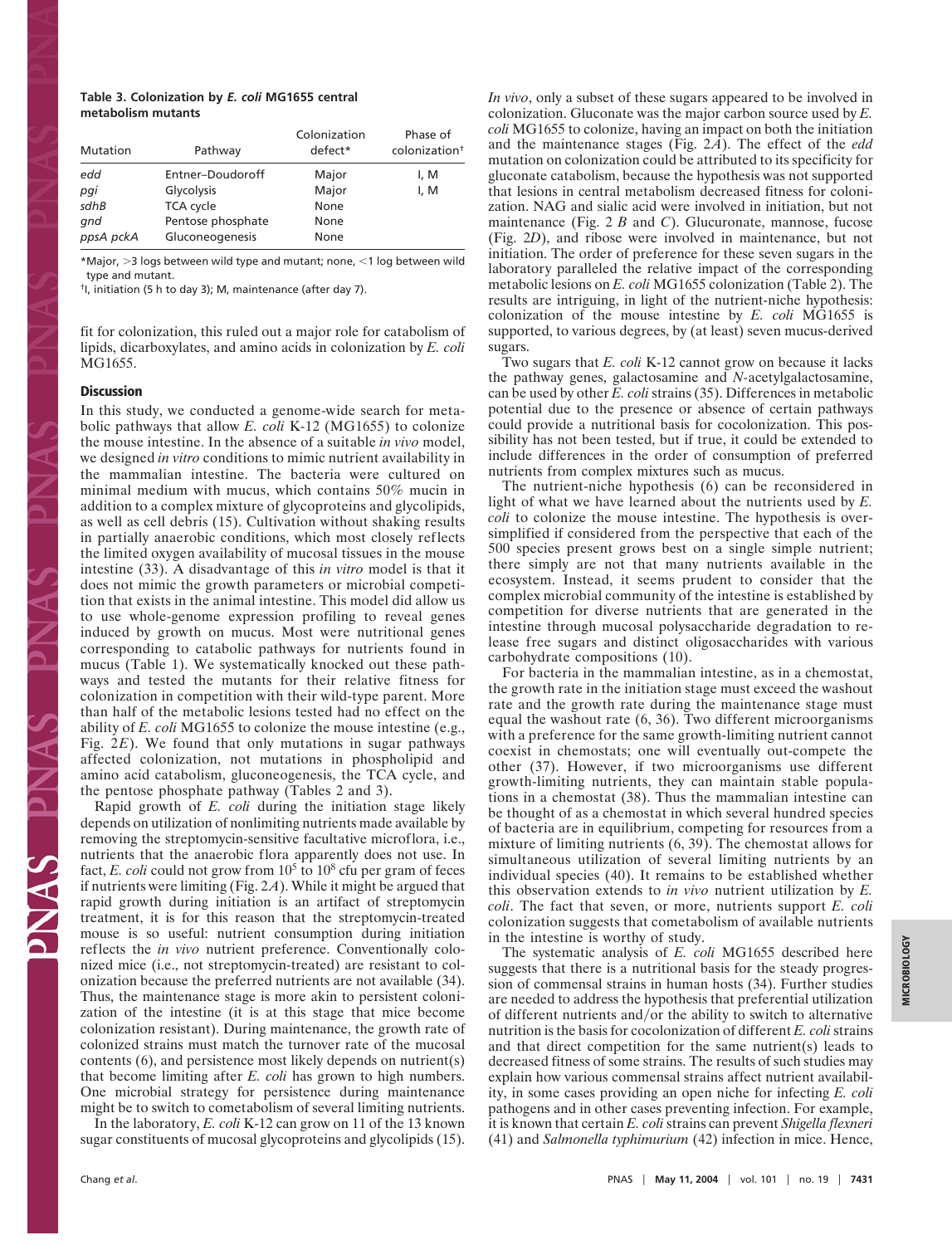**Table 3. Colonization by *E. coli* MG1655 central metabolism mutants**

| Mutation | Pathway | Colonization defect* | Phase of colonization† |
|---|---|---|---|
| *edd* | Entner–Doudoroff | Major | I, M |
| *pgi* | Glycolysis | Major | I, M |
| *sdhB* | TCA cycle | None | |
| *gnd* | Pentose phosphate | None | |
| *ppsA pckA* | Gluconeogenesis | None | |

*Major, >3 logs between wild type and mutant; none, <1 log between wild type and mutant.

†I, initiation (5 h to day 3); M, maintenance (after day 7).

fit for colonization, this ruled out a major role for catabolism of lipids, dicarboxylates, and amino acids in colonization by *E. coli* MG1655.

## Discussion

In this study, we conducted a genome-wide search for metabolic pathways that allow *E. coli* K-12 (MG1655) to colonize the mouse intestine. In the absence of a suitable *in vivo* model, we designed *in vitro* conditions to mimic nutrient availability in the mammalian intestine. The bacteria were cultured on minimal medium with mucus, which contains 50% mucin in addition to a complex mixture of glycoproteins and glycolipids, as well as cell debris (15). Cultivation without shaking results in partially anaerobic conditions, which most closely reflects the limited oxygen availability of mucosal tissues in the mouse intestine (33). A disadvantage of this *in vitro* model is that it does not mimic the growth parameters or microbial competition that exists in the animal intestine. This model did allow us to use whole-genome expression profiling to reveal genes induced by growth on mucus. Most were nutritional genes corresponding to catabolic pathways for nutrients found in mucus (Table 1). We systematically knocked out these pathways and tested the mutants for their relative fitness for colonization in competition with their wild-type parent. More than half of the metabolic lesions tested had no effect on the ability of *E. coli* MG1655 to colonize the mouse intestine (e.g., Fig. 2*E*). We found that only mutations in sugar pathways affected colonization, not mutations in phospholipid and amino acid catabolism, gluconeogenesis, the TCA cycle, and the pentose phosphate pathway (Tables 2 and 3).

Rapid growth of *E. coli* during the initiation stage likely depends on utilization of nonlimiting nutrients made available by removing the streptomycin-sensitive facultative microflora, i.e., nutrients that the anaerobic flora apparently does not use. In fact, *E. coli* could not grow from $10^5$ to $10^8$ cfu per gram of feces if nutrients were limiting (Fig. 2*A*). While it might be argued that rapid growth during initiation is an artifact of streptomycin treatment, it is for this reason that the streptomycin-treated mouse is so useful: nutrient consumption during initiation reflects the *in vivo* nutrient preference. Conventionally colonized mice (i.e., not streptomycin-treated) are resistant to colonization because the preferred nutrients are not available (34). Thus, the maintenance stage is more akin to persistent colonization of the intestine (it is at this stage that mice become colonization resistant). During maintenance, the growth rate of colonized strains must match the turnover rate of the mucosal contents (6), and persistence most likely depends on nutrient(s) that become limiting after *E. coli* has grown to high numbers. One microbial strategy for persistence during maintenance might be to switch to cometabolism of several limiting nutrients.

In the laboratory, *E. coli* K-12 can grow on 11 of the 13 known sugar constituents of mucosal glycoproteins and glycolipids (15). *In vivo*, only a subset of these sugars appeared to be involved in colonization. Gluconate was the major carbon source used by *E. coli* MG1655 to colonize, having an impact on both the initiation and the maintenance stages (Fig. 2*A*). The effect of the *edd* mutation on colonization could be attributed to its specificity for gluconate catabolism, because the hypothesis was not supported that lesions in central metabolism decreased fitness for colonization. NAG and sialic acid were involved in initiation, but not maintenance (Fig. 2 *B* and *C*). Glucuronate, mannose, fucose (Fig. 2*D*), and ribose were involved in maintenance, but not initiation. The order of preference for these seven sugars in the laboratory paralleled the relative impact of the corresponding metabolic lesions on *E. coli* MG1655 colonization (Table 2). The results are intriguing, in light of the nutrient-niche hypothesis: colonization of the mouse intestine by *E. coli* MG1655 is supported, to various degrees, by (at least) seven mucus-derived sugars.

Two sugars that *E. coli* K-12 cannot grow on because it lacks the pathway genes, galactosamine and *N*-acetylgalactosamine, can be used by other *E. coli* strains (35). Differences in metabolic potential due to the presence or absence of certain pathways could provide a nutritional basis for cocolonization. This possibility has not been tested, but if true, it could be extended to include differences in the order of consumption of preferred nutrients from complex mixtures such as mucus.

The nutrient-niche hypothesis (6) can be reconsidered in light of what we have learned about the nutrients used by *E. coli* to colonize the mouse intestine. The hypothesis is oversimplified if considered from the perspective that each of the 500 species present grows best on a single simple nutrient; there simply are not that many nutrients available in the ecosystem. Instead, it seems prudent to consider that the complex microbial community of the intestine is established by competition for diverse nutrients that are generated in the intestine through mucosal polysaccharide degradation to release free sugars and distinct oligosaccharides with various carbohydrate compositions (10).

For bacteria in the mammalian intestine, as in a chemostat, the growth rate in the initiation stage must exceed the washout rate and the growth rate during the maintenance stage must equal the washout rate (6, 36). Two different microorganisms with a preference for the same growth-limiting nutrient cannot coexist in chemostats; one will eventually out-compete the other (37). However, if two microorganisms use different growth-limiting nutrients, they can maintain stable populations in a chemostat (38). Thus the mammalian intestine can be thought of as a chemostat in which several hundred species of bacteria are in equilibrium, competing for resources from a mixture of limiting nutrients (6, 39). The chemostat allows for simultaneous utilization of several limiting nutrients by an individual species (40). It remains to be established whether this observation extends to *in vivo* nutrient utilization by *E. coli*. The fact that seven, or more, nutrients support *E. coli* colonization suggests that cometabolism of available nutrients in the intestine is worthy of study.

The systematic analysis of *E. coli* MG1655 described here suggests that there is a nutritional basis for the steady progression of commensal strains in human hosts (34). Further studies are needed to address the hypothesis that preferential utilization of different nutrients and/or the ability to switch to alternative nutrition is the basis for cocolonization of different *E. coli* strains and that direct competition for the same nutrient(s) leads to decreased fitness of some strains. The results of such studies may explain how various commensal strains affect nutrient availability, in some cases providing an open niche for infecting *E. coli* pathogens and in other cases preventing infection. For example, it is known that certain *E. coli* strains can prevent *Shigella flexneri* (41) and *Salmonella typhimurium* (42) infection in mice. Hence,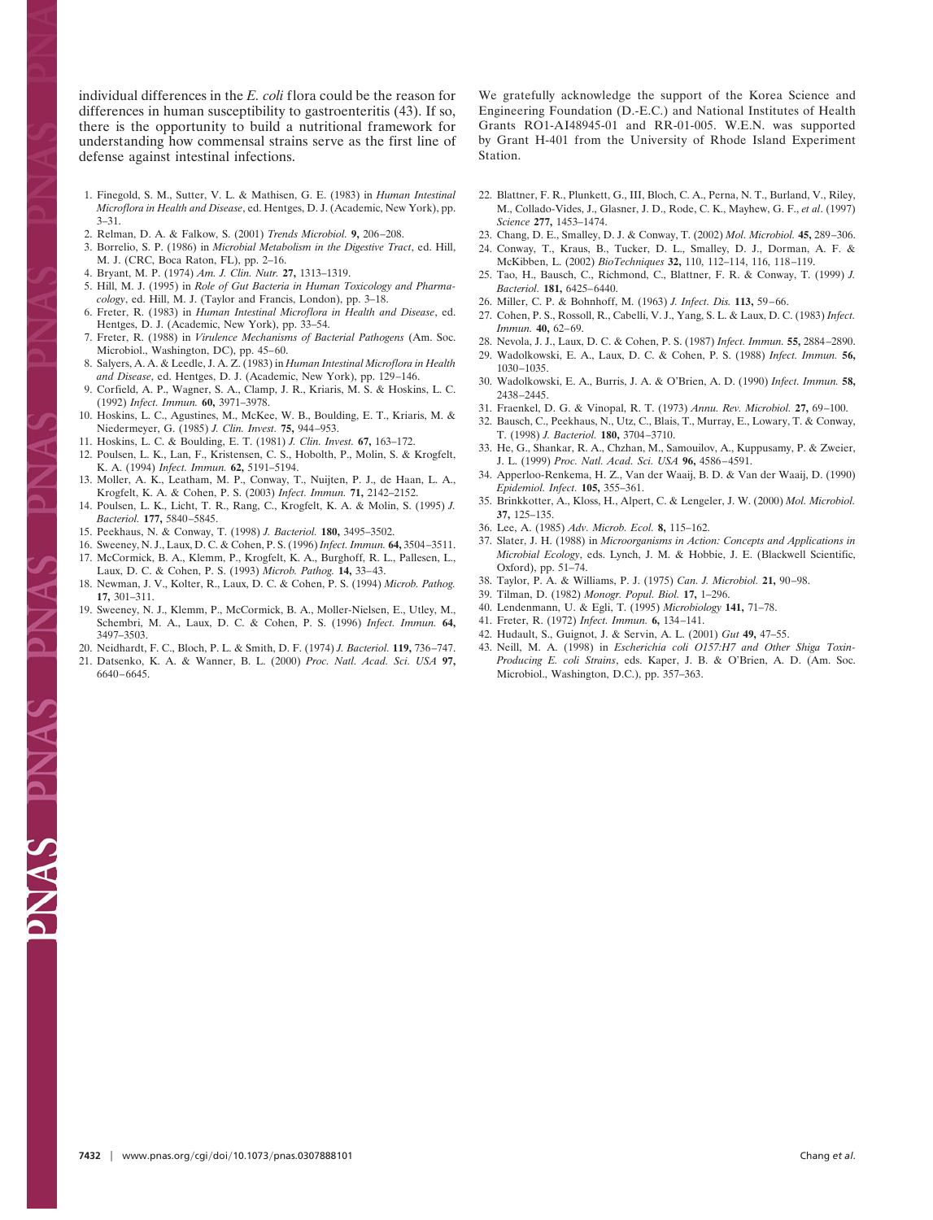individual differences in the *E. coli* flora could be the reason for differences in human susceptibility to gastroenteritis (43). If so, there is the opportunity to build a nutritional framework for understanding how commensal strains serve as the first line of defense against intestinal infections.

We gratefully acknowledge the support of the Korea Science and Engineering Foundation (D.-E.C.) and National Institutes of Health Grants RO1-AI48945-01 and RR-01-005. W.E.N. was supported by Grant H-401 from the University of Rhode Island Experiment Station.

1. Finegold, S. M., Sutter, V. L. & Mathisen, G. E. (1983) in *Human Intestinal Microflora in Health and Disease*, ed. Hentges, D. J. (Academic, New York), pp. 3–31.
2. Relman, D. A. & Falkow, S. (2001) *Trends Microbiol.* **9,** 206–208.
3. Borrelio, S. P. (1986) in *Microbial Metabolism in the Digestive Tract*, ed. Hill, M. J. (CRC, Boca Raton, FL), pp. 2–16.
4. Bryant, M. P. (1974) *Am. J. Clin. Nutr.* **27,** 1313–1319.
5. Hill, M. J. (1995) in *Role of Gut Bacteria in Human Toxicology and Pharmacology*, ed. Hill, M. J. (Taylor and Francis, London), pp. 3–18.
6. Freter, R. (1983) in *Human Intestinal Microflora in Health and Disease*, ed. Hentges, D. J. (Academic, New York), pp. 33–54.
7. Freter, R. (1988) in *Virulence Mechanisms of Bacterial Pathogens* (Am. Soc. Microbiol., Washington, DC), pp. 45–60.
8. Salyers, A. A. & Leedle, J. A. Z. (1983) in *Human Intestinal Microflora in Health and Disease*, ed. Hentges, D. J. (Academic, New York), pp. 129–146.
9. Corfield, A. P., Wagner, S. A., Clamp, J. R., Kriaris, M. S. & Hoskins, L. C. (1992) *Infect. Immun.* **60,** 3971–3978.
10. Hoskins, L. C., Agustines, M., McKee, W. B., Boulding, E. T., Kriaris, M. & Niedermeyer, G. (1985) *J. Clin. Invest.* **75,** 944–953.
11. Hoskins, L. C. & Boulding, E. T. (1981) *J. Clin. Invest.* **67,** 163–172.
12. Poulsen, L. K., Lan, F., Kristensen, C. S., Hobolth, P., Molin, S. & Krogfelt, K. A. (1994) *Infect. Immun.* **62,** 5191–5194.
13. Moller, A. K., Leatham, M. P., Conway, T., Nuijten, P. J., de Haan, L. A., Krogfelt, K. A. & Cohen, P. S. (2003) *Infect. Immun.* **71,** 2142–2152.
14. Poulsen, L. K., Licht, T. R., Rang, C., Krogfelt, K. A. & Molin, S. (1995) *J. Bacteriol.* **177,** 5840–5845.
15. Peekhaus, N. & Conway, T. (1998) *J. Bacteriol.* **180,** 3495–3502.
16. Sweeney, N. J., Laux, D. C. & Cohen, P. S. (1996) *Infect. Immun.* **64,** 3504–3511.
17. McCormick, B. A., Klemm, P., Krogfelt, K. A., Burghoff, R. L., Pallesen, L., Laux, D. C. & Cohen, P. S. (1993) *Microb. Pathog.* **14,** 33–43.
18. Newman, J. V., Kolter, R., Laux, D. C. & Cohen, P. S. (1994) *Microb. Pathog.* **17,** 301–311.
19. Sweeney, N. J., Klemm, P., McCormick, B. A., Moller-Nielsen, E., Utley, M., Schembri, M. A., Laux, D. C. & Cohen, P. S. (1996) *Infect. Immun.* **64,** 3497–3503.
20. Neidhardt, F. C., Bloch, P. L. & Smith, D. F. (1974) *J. Bacteriol.* **119,** 736–747.
21. Datsenko, K. A. & Wanner, B. L. (2000) *Proc. Natl. Acad. Sci. USA* **97,** 6640–6645.
22. Blattner, F. R., Plunkett, G., III, Bloch, C. A., Perna, N. T., Burland, V., Riley, M., Collado-Vides, J., Glasner, J. D., Rode, C. K., Mayhew, G. F., *et al*. (1997) *Science* **277,** 1453–1474.
23. Chang, D. E., Smalley, D. J. & Conway, T. (2002) *Mol. Microbiol.* **45,** 289–306.
24. Conway, T., Kraus, B., Tucker, D. L., Smalley, D. J., Dorman, A. F. & McKibben, L. (2002) *BioTechniques* **32,** 110, 112–114, 116, 118–119.
25. Tao, H., Bausch, C., Richmond, C., Blattner, F. R. & Conway, T. (1999) *J. Bacteriol.* **181,** 6425–6440.
26. Miller, C. P. & Bohnhoff, M. (1963) *J. Infect. Dis.* **113,** 59–66.
27. Cohen, P. S., Rossoll, R., Cabelli, V. J., Yang, S. L. & Laux, D. C. (1983) *Infect. Immun.* **40,** 62–69.
28. Nevola, J. J., Laux, D. C. & Cohen, P. S. (1987) *Infect. Immun.* **55,** 2884–2890.
29. Wadolkowski, E. A., Laux, D. C. & Cohen, P. S. (1988) *Infect. Immun.* **56,** 1030–1035.
30. Wadolkowski, E. A., Burris, J. A. & O'Brien, A. D. (1990) *Infect. Immun.* **58,** 2438–2445.
31. Fraenkel, D. G. & Vinopal, R. T. (1973) *Annu. Rev. Microbiol.* **27,** 69–100.
32. Bausch, C., Peekhaus, N., Utz, C., Blais, T., Murray, E., Lowary, T. & Conway, T. (1998) *J. Bacteriol.* **180,** 3704–3710.
33. He, G., Shankar, R. A., Chzhan, M., Samouilov, A., Kuppusamy, P. & Zweier, J. L. (1999) *Proc. Natl. Acad. Sci. USA* **96,** 4586–4591.
34. Apperloo-Renkema, H. Z., Van der Waaij, B. D. & Van der Waaij, D. (1990) *Epidemiol. Infect.* **105,** 355–361.
35. Brinkkotter, A., Kloss, H., Alpert, C. & Lengeler, J. W. (2000) *Mol. Microbiol.* **37,** 125–135.
36. Lee, A. (1985) *Adv. Microb. Ecol.* **8,** 115–162.
37. Slater, J. H. (1988) in *Microorganisms in Action: Concepts and Applications in Microbial Ecology*, eds. Lynch, J. M. & Hobbie, J. E. (Blackwell Scientific, Oxford), pp. 51–74.
38. Taylor, P. A. & Williams, P. J. (1975) *Can. J. Microbiol.* **21,** 90–98.
39. Tilman, D. (1982) *Monogr. Popul. Biol.* **17,** 1–296.
40. Lendenmann, U. & Egli, T. (1995) *Microbiology* **141,** 71–78.
41. Freter, R. (1972) *Infect. Immun.* **6,** 134–141.
42. Hudault, S., Guignot, J. & Servin, A. L. (2001) *Gut* **49,** 47–55.
43. Neill, M. A. (1998) in *Escherichia coli O157:H7 and Other Shiga Toxin-Producing E. coli Strains*, eds. Kaper, J. B. & O'Brien, A. D. (Am. Soc. Microbiol., Washington, D.C.), pp. 357–363.